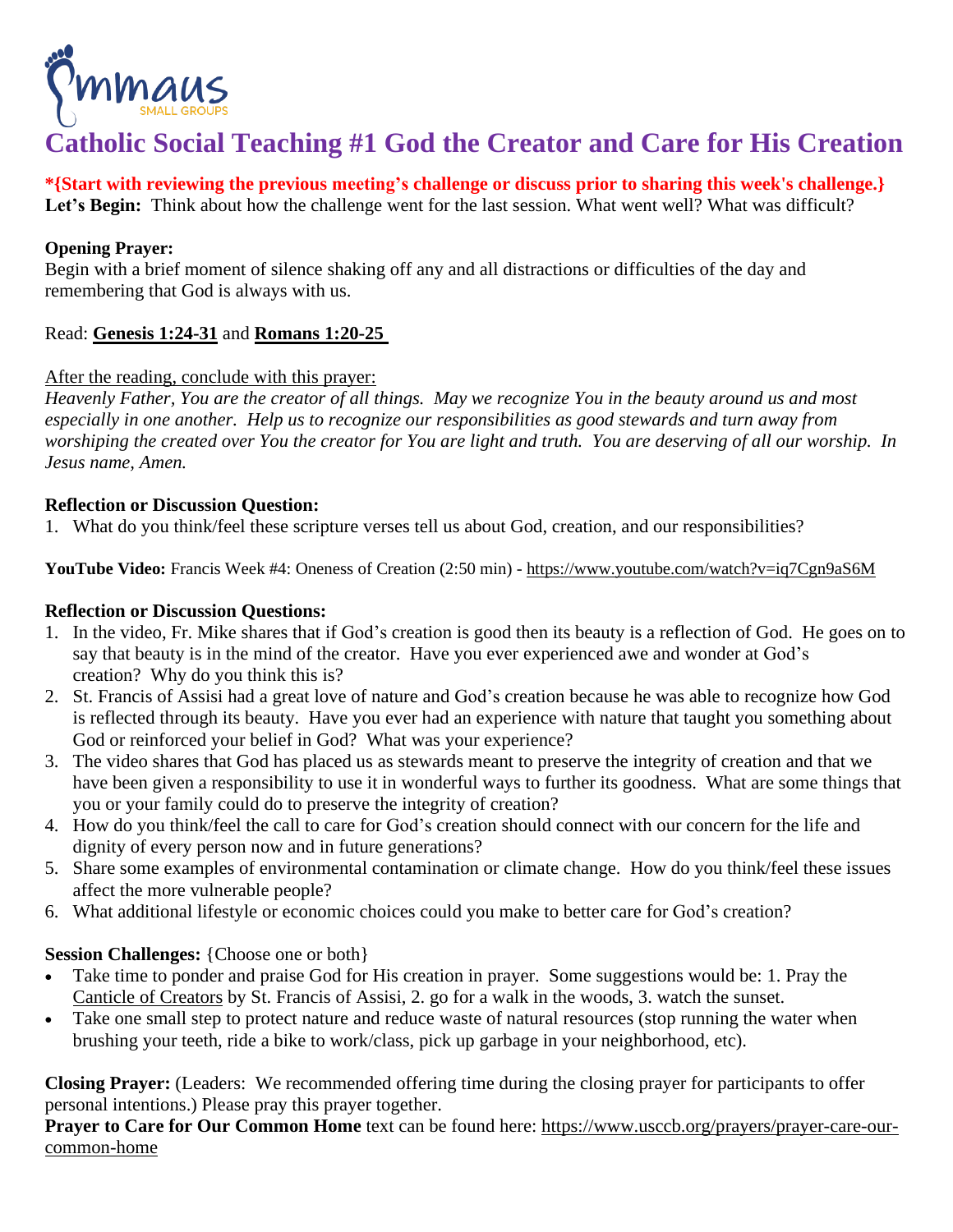Emmaus SMALL GROUPS

# Catholic Social Teaching #1 God the Creator and Care for His Creation

**\*{Start with reviewing the previous meeting's challenge or discuss prior to sharing this week's challenge.}**
**Let's Begin:** Think about how the challenge went for the last session. What went well? What was difficult?

**Opening Prayer:**
Begin with a brief moment of silence shaking off any and all distractions or difficulties of the day and remembering that God is always with us.

Read: **Genesis 1:24-31** and **Romans 1:20-25**

After the reading, conclude with this prayer:
*Heavenly Father, You are the creator of all things. May we recognize You in the beauty around us and most especially in one another. Help us to recognize our responsibilities as good stewards and turn away from worshiping the created over You the creator for You are light and truth. You are deserving of all our worship. In Jesus name, Amen.*

**Reflection or Discussion Question:**

1. What do you think/feel these scripture verses tell us about God, creation, and our responsibilities?

**YouTube Video:** Francis Week #4: Oneness of Creation (2:50 min) - https://www.youtube.com/watch?v=iq7Cgn9aS6M

**Reflection or Discussion Questions:**

1. In the video, Fr. Mike shares that if God's creation is good then its beauty is a reflection of God. He goes on to say that beauty is in the mind of the creator. Have you ever experienced awe and wonder at God's creation? Why do you think this is?
2. St. Francis of Assisi had a great love of nature and God's creation because he was able to recognize how God is reflected through its beauty. Have you ever had an experience with nature that taught you something about God or reinforced your belief in God? What was your experience?
3. The video shares that God has placed us as stewards meant to preserve the integrity of creation and that we have been given a responsibility to use it in wonderful ways to further its goodness. What are some things that you or your family could do to preserve the integrity of creation?
4. How do you think/feel the call to care for God's creation should connect with our concern for the life and dignity of every person now and in future generations?
5. Share some examples of environmental contamination or climate change. How do you think/feel these issues affect the more vulnerable people?
6. What additional lifestyle or economic choices could you make to better care for God's creation?

**Session Challenges:** {Choose one or both}

- Take time to ponder and praise God for His creation in prayer. Some suggestions would be: 1. Pray the Canticle of Creators by St. Francis of Assisi, 2. go for a walk in the woods, 3. watch the sunset.
- Take one small step to protect nature and reduce waste of natural resources (stop running the water when brushing your teeth, ride a bike to work/class, pick up garbage in your neighborhood, etc).

**Closing Prayer:** (Leaders: We recommended offering time during the closing prayer for participants to offer personal intentions.) Please pray this prayer together.
**Prayer to Care for Our Common Home** text can be found here: https://www.usccb.org/prayers/prayer-care-our-common-home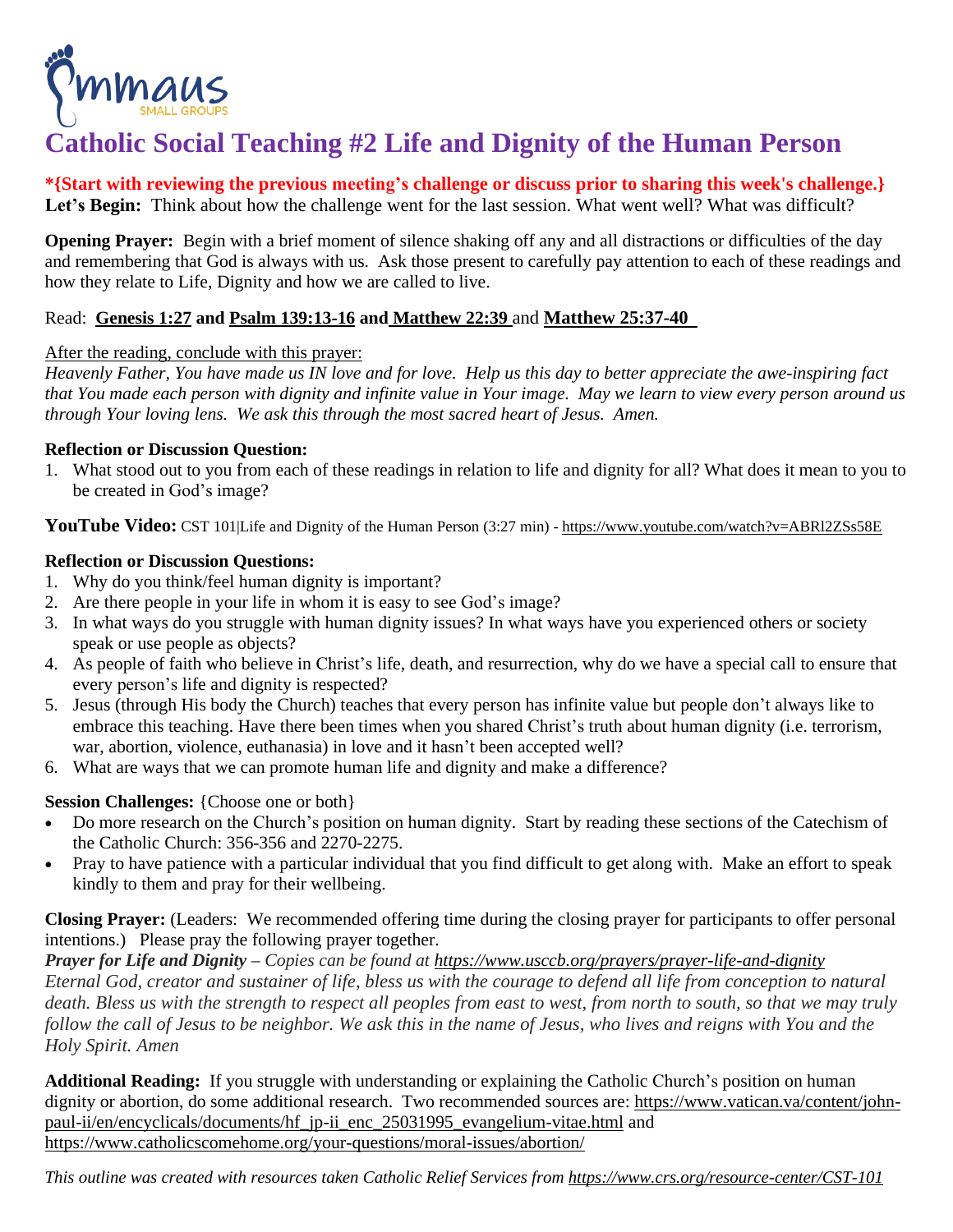Emmaus SMALL GROUPS

# Catholic Social Teaching #2 Life and Dignity of the Human Person

**\*{Start with reviewing the previous meeting's challenge or discuss prior to sharing this week's challenge.}**
**Let's Begin:** Think about how the challenge went for the last session. What went well? What was difficult?

**Opening Prayer:** Begin with a brief moment of silence shaking off any and all distractions or difficulties of the day and remembering that God is always with us. Ask those present to carefully pay attention to each of these readings and how they relate to Life, Dignity and how we are called to live.

Read: **Genesis 1:27 and Psalm 139:13-16 and Matthew 22:39** and **Matthew 25:37-40**

After the reading, conclude with this prayer:
*Heavenly Father, You have made us IN love and for love. Help us this day to better appreciate the awe-inspiring fact that You made each person with dignity and infinite value in Your image. May we learn to view every person around us through Your loving lens. We ask this through the most sacred heart of Jesus. Amen.*

**Reflection or Discussion Question:**

1. What stood out to you from each of these readings in relation to life and dignity for all? What does it mean to you to be created in God's image?

**YouTube Video:** CST 101|Life and Dignity of the Human Person (3:27 min) - https://www.youtube.com/watch?v=ABRl2ZSs58E

**Reflection or Discussion Questions:**

1. Why do you think/feel human dignity is important?
2. Are there people in your life in whom it is easy to see God's image?
3. In what ways do you struggle with human dignity issues? In what ways have you experienced others or society speak or use people as objects?
4. As people of faith who believe in Christ's life, death, and resurrection, why do we have a special call to ensure that every person's life and dignity is respected?
5. Jesus (through His body the Church) teaches that every person has infinite value but people don't always like to embrace this teaching. Have there been times when you shared Christ's truth about human dignity (i.e. terrorism, war, abortion, violence, euthanasia) in love and it hasn't been accepted well?
6. What are ways that we can promote human life and dignity and make a difference?

**Session Challenges:** {Choose one or both}

- Do more research on the Church's position on human dignity. Start by reading these sections of the Catechism of the Catholic Church: 356-356 and 2270-2275.
- Pray to have patience with a particular individual that you find difficult to get along with. Make an effort to speak kindly to them and pray for their wellbeing.

**Closing Prayer:** (Leaders: We recommended offering time during the closing prayer for participants to offer personal intentions.) Please pray the following prayer together.
***Prayer for Life and Dignity*** *– Copies can be found at* ***https://www.usccb.org/prayers/prayer-life-and-dignity***
*Eternal God, creator and sustainer of life, bless us with the courage to defend all life from conception to natural death. Bless us with the strength to respect all peoples from east to west, from north to south, so that we may truly follow the call of Jesus to be neighbor. We ask this in the name of Jesus, who lives and reigns with You and the Holy Spirit. Amen*

**Additional Reading:** If you struggle with understanding or explaining the Catholic Church's position on human dignity or abortion, do some additional research. Two recommended sources are: https://www.vatican.va/content/john-paul-ii/en/encyclicals/documents/hf_jp-ii_enc_25031995_evangelium-vitae.html and https://www.catholicscomehome.org/your-questions/moral-issues/abortion/

*This outline was created with resources taken Catholic Relief Services from https://www.crs.org/resource-center/CST-101*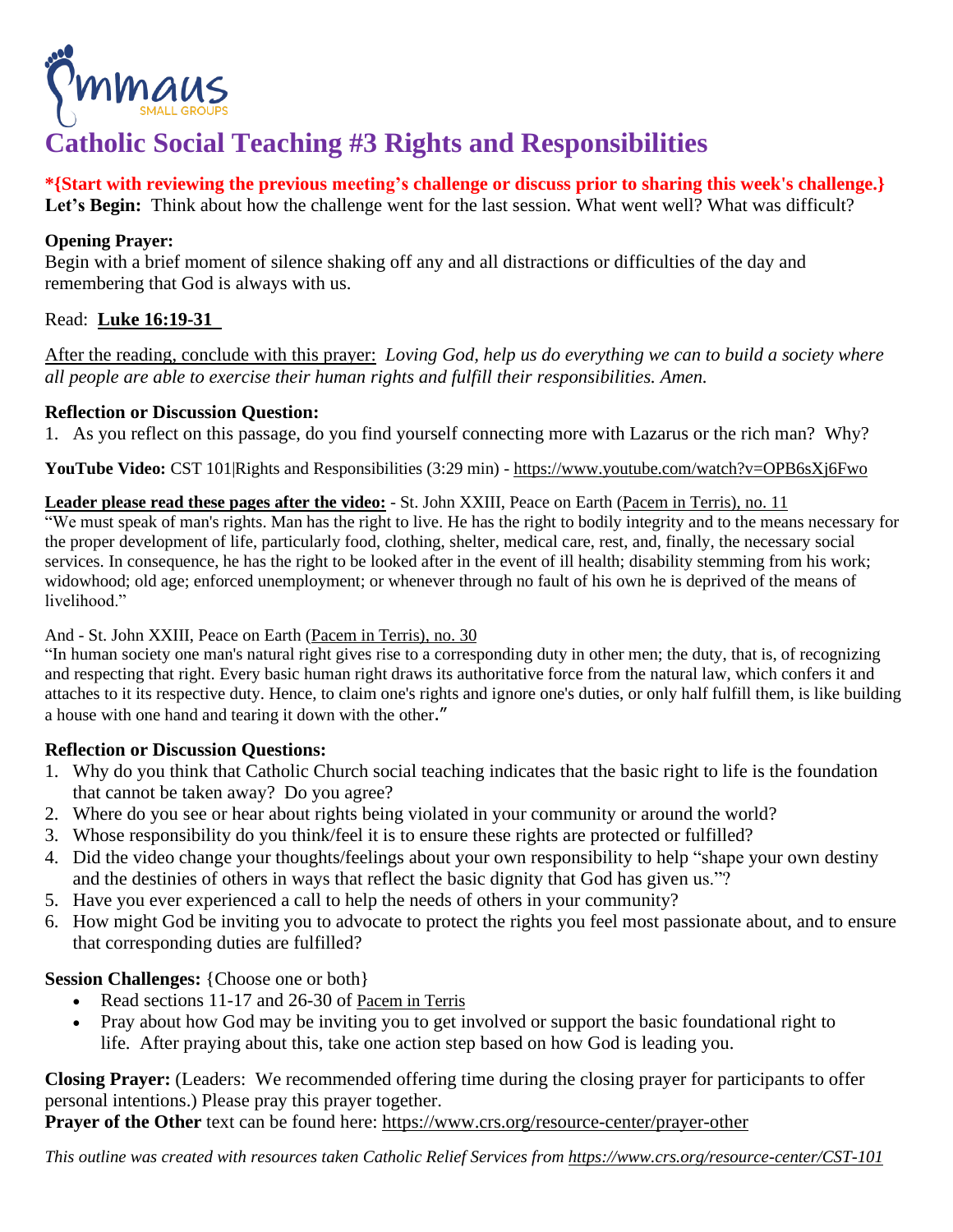Emmaus
SMALL GROUPS

# Catholic Social Teaching #3 Rights and Responsibilities

**\*{Start with reviewing the previous meeting's challenge or discuss prior to sharing this week's challenge.}**
**Let's Begin:** Think about how the challenge went for the last session. What went well? What was difficult?

**Opening Prayer:**
Begin with a brief moment of silence shaking off any and all distractions or difficulties of the day and remembering that God is always with us.

Read: **Luke 16:19-31**

After the reading, conclude with this prayer: *Loving God, help us do everything we can to build a society where all people are able to exercise their human rights and fulfill their responsibilities. Amen.*

**Reflection or Discussion Question:**

1. As you reflect on this passage, do you find yourself connecting more with Lazarus or the rich man? Why?

**YouTube Video:** CST 101|Rights and Responsibilities (3:29 min) - https://www.youtube.com/watch?v=OPB6sXj6Fwo

**Leader please read these pages after the video:** - St. John XXIII, Peace on Earth (Pacem in Terris), no. 11
"We must speak of man's rights. Man has the right to live. He has the right to bodily integrity and to the means necessary for the proper development of life, particularly food, clothing, shelter, medical care, rest, and, finally, the necessary social services. In consequence, he has the right to be looked after in the event of ill health; disability stemming from his work; widowhood; old age; enforced unemployment; or whenever through no fault of his own he is deprived of the means of livelihood."

And - St. John XXIII, Peace on Earth (Pacem in Terris), no. 30
"In human society one man's natural right gives rise to a corresponding duty in other men; the duty, that is, of recognizing and respecting that right. Every basic human right draws its authoritative force from the natural law, which confers it and attaches to it its respective duty. Hence, to claim one's rights and ignore one's duties, or only half fulfill them, is like building a house with one hand and tearing it down with the other."

**Reflection or Discussion Questions:**

1. Why do you think that Catholic Church social teaching indicates that the basic right to life is the foundation that cannot be taken away? Do you agree?
2. Where do you see or hear about rights being violated in your community or around the world?
3. Whose responsibility do you think/feel it is to ensure these rights are protected or fulfilled?
4. Did the video change your thoughts/feelings about your own responsibility to help "shape your own destiny and the destinies of others in ways that reflect the basic dignity that God has given us."?
5. Have you ever experienced a call to help the needs of others in your community?
6. How might God be inviting you to advocate to protect the rights you feel most passionate about, and to ensure that corresponding duties are fulfilled?

**Session Challenges:** {Choose one or both}

- Read sections 11-17 and 26-30 of Pacem in Terris
- Pray about how God may be inviting you to get involved or support the basic foundational right to life. After praying about this, take one action step based on how God is leading you.

**Closing Prayer:** (Leaders: We recommended offering time during the closing prayer for participants to offer personal intentions.) Please pray this prayer together.
**Prayer of the Other** text can be found here: https://www.crs.org/resource-center/prayer-other

*This outline was created with resources taken Catholic Relief Services from https://www.crs.org/resource-center/CST-101*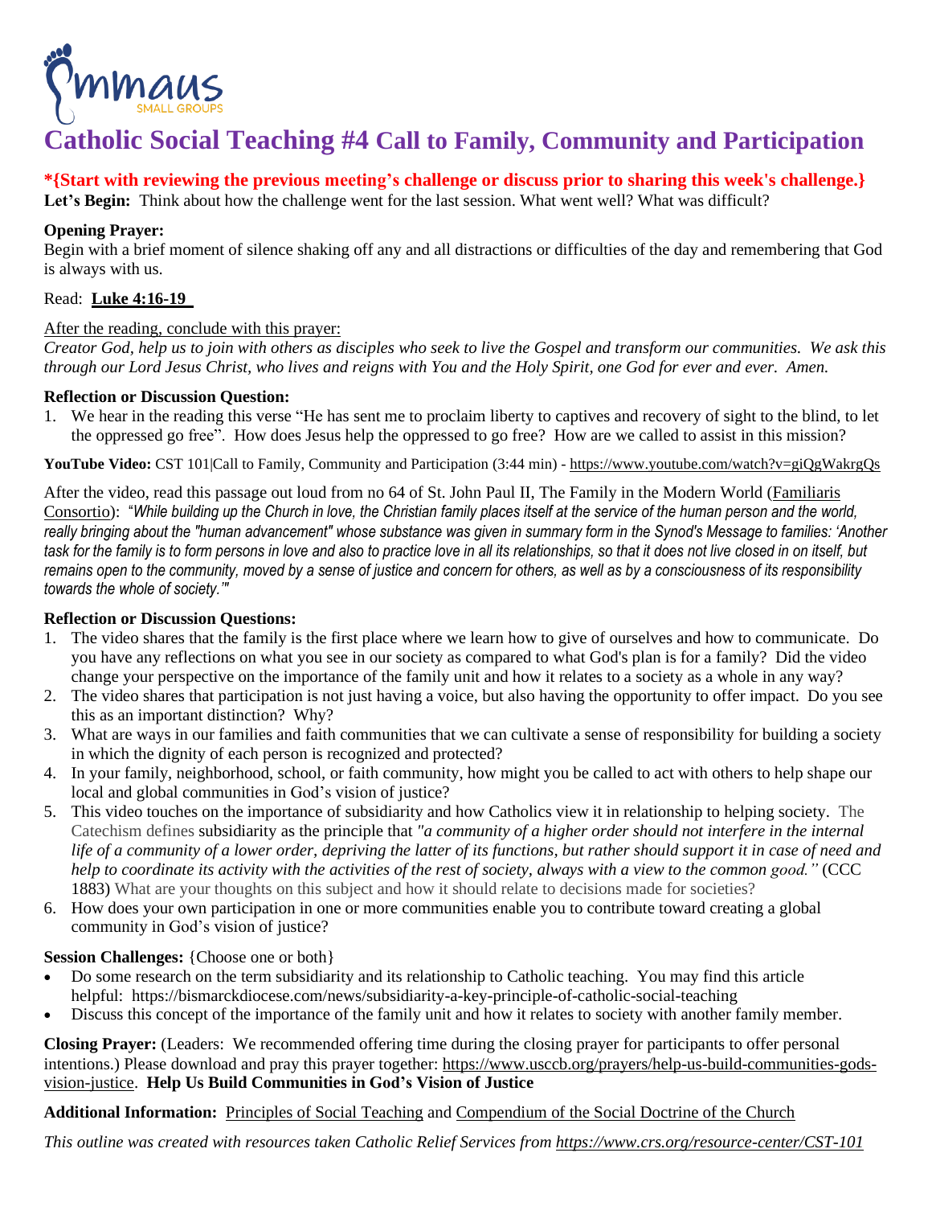Emmaus SMALL GROUPS

# Catholic Social Teaching #4 Call to Family, Community and Participation

**\*{Start with reviewing the previous meeting's challenge or discuss prior to sharing this week's challenge.}**

**Let's Begin:** Think about how the challenge went for the last session. What went well? What was difficult?

**Opening Prayer:**
Begin with a brief moment of silence shaking off any and all distractions or difficulties of the day and remembering that God is always with us.

Read: **Luke 4:16-19**

After the reading, conclude with this prayer:
*Creator God, help us to join with others as disciples who seek to live the Gospel and transform our communities. We ask this through our Lord Jesus Christ, who lives and reigns with You and the Holy Spirit, one God for ever and ever. Amen.*

**Reflection or Discussion Question:**

1. We hear in the reading this verse "He has sent me to proclaim liberty to captives and recovery of sight to the blind, to let the oppressed go free". How does Jesus help the oppressed to go free? How are we called to assist in this mission?

**YouTube Video:** CST 101|Call to Family, Community and Participation (3:44 min) - https://www.youtube.com/watch?v=giQgWakrgQs

After the video, read this passage out loud from no 64 of St. John Paul II, The Family in the Modern World (Familiaris Consortio): "*While building up the Church in love, the Christian family places itself at the service of the human person and the world, really bringing about the "human advancement" whose substance was given in summary form in the Synod's Message to families: 'Another task for the family is to form persons in love and also to practice love in all its relationships, so that it does not live closed in on itself, but remains open to the community, moved by a sense of justice and concern for others, as well as by a consciousness of its responsibility towards the whole of society.'*"

**Reflection or Discussion Questions:**

1. The video shares that the family is the first place where we learn how to give of ourselves and how to communicate. Do you have any reflections on what you see in our society as compared to what God's plan is for a family? Did the video change your perspective on the importance of the family unit and how it relates to a society as a whole in any way?
2. The video shares that participation is not just having a voice, but also having the opportunity to offer impact. Do you see this as an important distinction? Why?
3. What are ways in our families and faith communities that we can cultivate a sense of responsibility for building a society in which the dignity of each person is recognized and protected?
4. In your family, neighborhood, school, or faith community, how might you be called to act with others to help shape our local and global communities in God's vision of justice?
5. This video touches on the importance of subsidiarity and how Catholics view it in relationship to helping society. The Catechism defines subsidiarity as the principle that *"a community of a higher order should not interfere in the internal life of a community of a lower order, depriving the latter of its functions, but rather should support it in case of need and help to coordinate its activity with the activities of the rest of society, always with a view to the common good."* (CCC 1883) What are your thoughts on this subject and how it should relate to decisions made for societies?
6. How does your own participation in one or more communities enable you to contribute toward creating a global community in God's vision of justice?

**Session Challenges:** {Choose one or both}

- Do some research on the term subsidiarity and its relationship to Catholic teaching. You may find this article helpful: https://bismarckdiocese.com/news/subsidiarity-a-key-principle-of-catholic-social-teaching
- Discuss this concept of the importance of the family unit and how it relates to society with another family member.

**Closing Prayer:** (Leaders: We recommended offering time during the closing prayer for participants to offer personal intentions.) Please download and pray this prayer together: https://www.usccb.org/prayers/help-us-build-communities-gods-vision-justice. **Help Us Build Communities in God's Vision of Justice**

**Additional Information:** Principles of Social Teaching and Compendium of the Social Doctrine of the Church

*This outline was created with resources taken Catholic Relief Services from https://www.crs.org/resource-center/CST-101*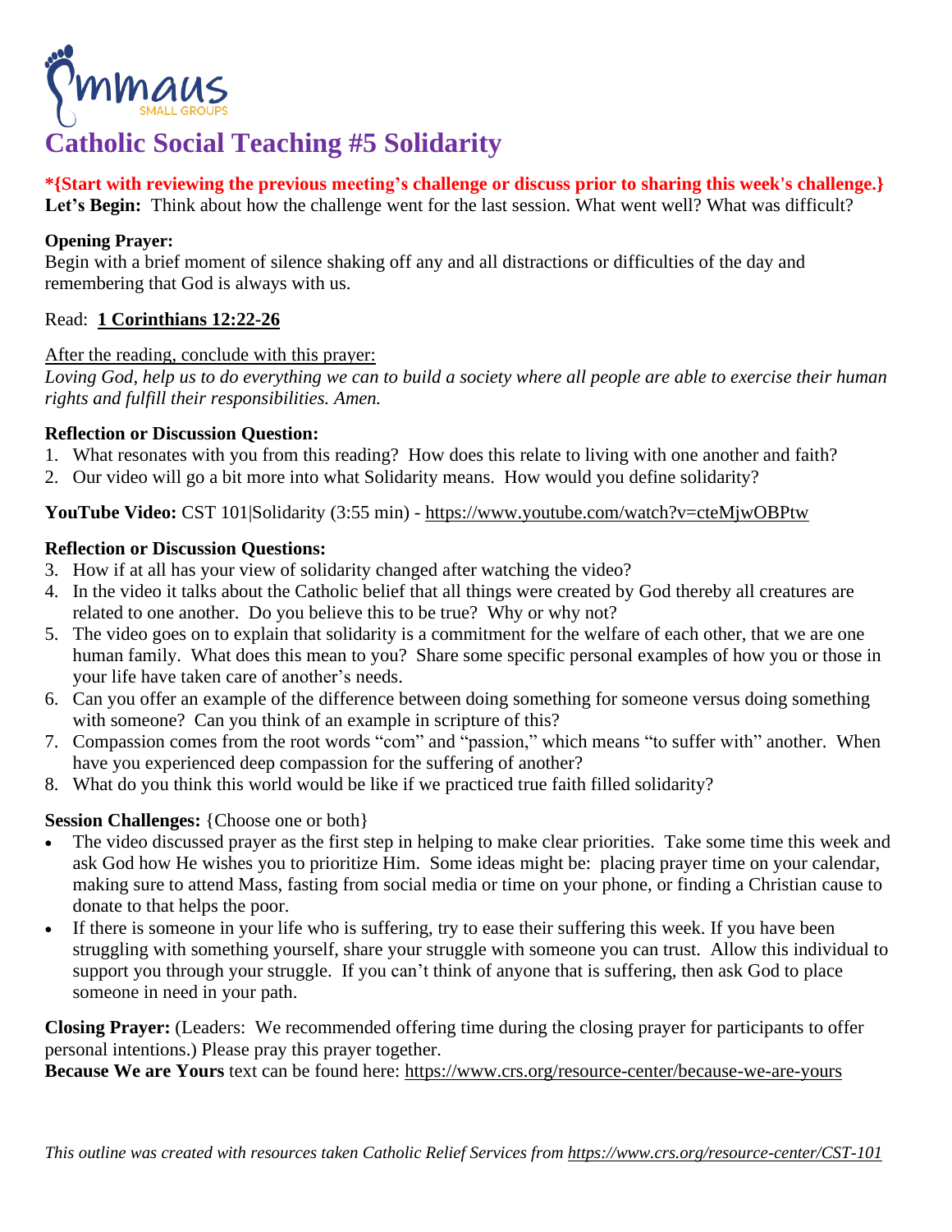Emmaus SMALL GROUPS

# Catalogic Social Teaching #5 Solidarity

**\*{Start with reviewing the previous meeting's challenge or discuss prior to sharing this week's challenge.}**
**Let's Begin:** Think about how the challenge went for the last session. What went well? What was difficult?

**Opening Prayer:**
Begin with a brief moment of silence shaking off any and all distractions or difficulties of the day and remembering that God is always with us.

Read: **1 Corinthians 12:22-26**

After the reading, conclude with this prayer:
*Loving God, help us to do everything we can to build a society where all people are able to exercise their human rights and fulfill their responsibilities. Amen.*

**Reflection or Discussion Question:**

1. What resonates with you from this reading? How does this relate to living with one another and faith?
2. Our video will go a bit more into what Solidarity means. How would you define solidarity?

**YouTube Video:** CST 101|Solidarity (3:55 min) - https://www.youtube.com/watch?v=cteMjwOBPtw

**Reflection or Discussion Questions:**

3. How if at all has your view of solidarity changed after watching the video?
4. In the video it talks about the Catholic belief that all things were created by God thereby all creatures are related to one another. Do you believe this to be true? Why or why not?
5. The video goes on to explain that solidarity is a commitment for the welfare of each other, that we are one human family. What does this mean to you? Share some specific personal examples of how you or those in your life have taken care of another's needs.
6. Can you offer an example of the difference between doing something for someone versus doing something with someone? Can you think of an example in scripture of this?
7. Compassion comes from the root words "com" and "passion," which means "to suffer with" another. When have you experienced deep compassion for the suffering of another?
8. What do you think this world would be like if we practiced true faith filled solidarity?

**Session Challenges:** {Choose one or both}

- The video discussed prayer as the first step in helping to make clear priorities. Take some time this week and ask God how He wishes you to prioritize Him. Some ideas might be: placing prayer time on your calendar, making sure to attend Mass, fasting from social media or time on your phone, or finding a Christian cause to donate to that helps the poor.
- If there is someone in your life who is suffering, try to ease their suffering this week. If you have been struggling with something yourself, share your struggle with someone you can trust. Allow this individual to support you through your struggle. If you can't think of anyone that is suffering, then ask God to place someone in need in your path.

**Closing Prayer:** (Leaders: We recommended offering time during the closing prayer for participants to offer personal intentions.) Please pray this prayer together.
**Because We are Yours** text can be found here: https://www.crs.org/resource-center/because-we-are-yours

*This outline was created with resources taken Catholic Relief Services from https://www.crs.org/resource-center/CST-101*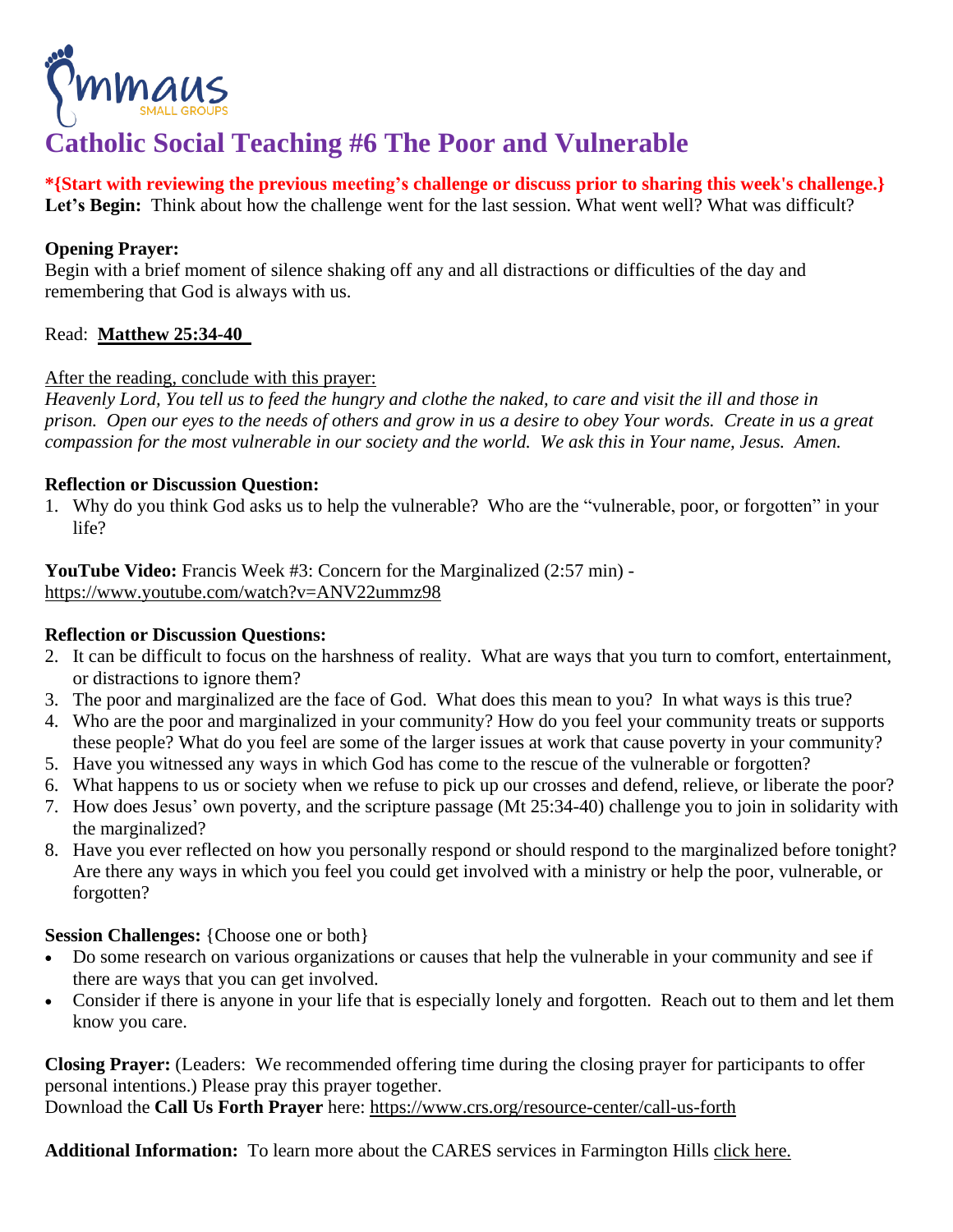Emmaus
SMALL GROUPS

# Catholic Social Teaching #6 The Poor and Vulnerable

**\*{Start with reviewing the previous meeting's challenge or discuss prior to sharing this week's challenge.}**
**Let's Begin:** Think about how the challenge went for the last session. What went well? What was difficult?

**Opening Prayer:**
Begin with a brief moment of silence shaking off any and all distractions or difficulties of the day and remembering that God is always with us.

Read: **Matthew 25:34-40**

After the reading, conclude with this prayer:
*Heavenly Lord, You tell us to feed the hungry and clothe the naked, to care and visit the ill and those in prison. Open our eyes to the needs of others and grow in us a desire to obey Your words. Create in us a great compassion for the most vulnerable in our society and the world. We ask this in Your name, Jesus. Amen.*

**Reflection or Discussion Question:**

1. Why do you think God asks us to help the vulnerable? Who are the "vulnerable, poor, or forgotten" in your life?

**YouTube Video:** Francis Week #3: Concern for the Marginalized (2:57 min) - https://www.youtube.com/watch?v=ANV22ummz98

**Reflection or Discussion Questions:**

2. It can be difficult to focus on the harshness of reality. What are ways that you turn to comfort, entertainment, or distractions to ignore them?
3. The poor and marginalized are the face of God. What does this mean to you? In what ways is this true?
4. Who are the poor and marginalized in your community? How do you feel your community treats or supports these people? What do you feel are some of the larger issues at work that cause poverty in your community?
5. Have you witnessed any ways in which God has come to the rescue of the vulnerable or forgotten?
6. What happens to us or society when we refuse to pick up our crosses and defend, relieve, or liberate the poor?
7. How does Jesus' own poverty, and the scripture passage (Mt 25:34-40) challenge you to join in solidarity with the marginalized?
8. Have you ever reflected on how you personally respond or should respond to the marginalized before tonight? Are there any ways in which you feel you could get involved with a ministry or help the poor, vulnerable, or forgotten?

**Session Challenges:** {Choose one or both}

- Do some research on various organizations or causes that help the vulnerable in your community and see if there are ways that you can get involved.
- Consider if there is anyone in your life that is especially lonely and forgotten. Reach out to them and let them know you care.

**Closing Prayer:** (Leaders: We recommended offering time during the closing prayer for participants to offer personal intentions.) Please pray this prayer together.
Download the **Call Us Forth Prayer** here: https://www.crs.org/resource-center/call-us-forth

**Additional Information:** To learn more about the CARES services in Farmington Hills click here.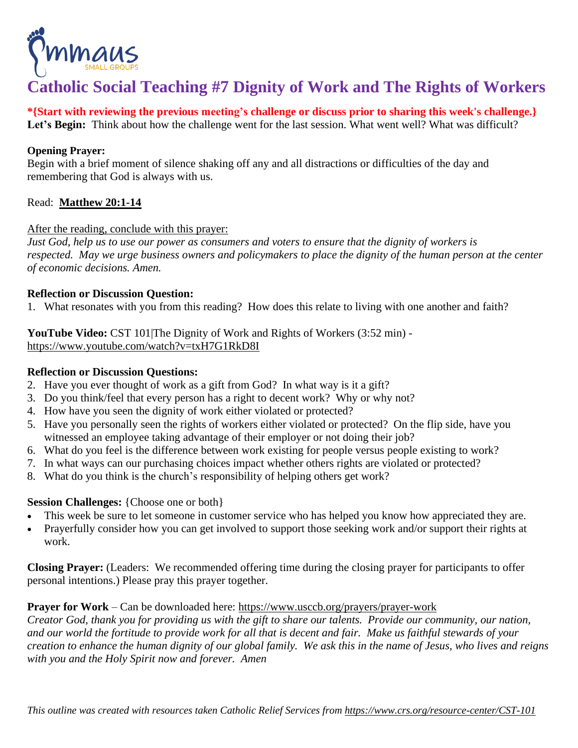Emmaus
SMALL GROUPS

# Catholic Social Teaching #7 Dignity of Work and The Rights of Workers

**\*{Start with reviewing the previous meeting's challenge or discuss prior to sharing this week's challenge.}**
**Let's Begin:** Think about how the challenge went for the last session. What went well? What was difficult?

**Opening Prayer:**
Begin with a brief moment of silence shaking off any and all distractions or difficulties of the day and remembering that God is always with us.

Read: **Matthew 20:1-14**

After the reading, conclude with this prayer:
*Just God, help us to use our power as consumers and voters to ensure that the dignity of workers is respected. May we urge business owners and policymakers to place the dignity of the human person at the center of economic decisions. Amen.*

**Reflection or Discussion Question:**

1. What resonates with you from this reading? How does this relate to living with one another and faith?

**YouTube Video:** CST 101|The Dignity of Work and Rights of Workers (3:52 min) - https://www.youtube.com/watch?v=txH7G1RkD8I

**Reflection or Discussion Questions:**

2. Have you ever thought of work as a gift from God? In what way is it a gift?
3. Do you think/feel that every person has a right to decent work? Why or why not?
4. How have you seen the dignity of work either violated or protected?
5. Have you personally seen the rights of workers either violated or protected? On the flip side, have you witnessed an employee taking advantage of their employer or not doing their job?
6. What do you feel is the difference between work existing for people versus people existing to work?
7. In what ways can our purchasing choices impact whether others rights are violated or protected?
8. What do you think is the church's responsibility of helping others get work?

**Session Challenges:** {Choose one or both}

- This week be sure to let someone in customer service who has helped you know how appreciated they are.
- Prayerfully consider how you can get involved to support those seeking work and/or support their rights at work.

**Closing Prayer:** (Leaders: We recommended offering time during the closing prayer for participants to offer personal intentions.) Please pray this prayer together.

**Prayer for Work** – Can be downloaded here: https://www.usccb.org/prayers/prayer-work
*Creator God, thank you for providing us with the gift to share our talents. Provide our community, our nation, and our world the fortitude to provide work for all that is decent and fair. Make us faithful stewards of your creation to enhance the human dignity of our global family. We ask this in the name of Jesus, who lives and reigns with you and the Holy Spirit now and forever. Amen*

*This outline was created with resources taken Catholic Relief Services from https://www.crs.org/resource-center/CST-101*